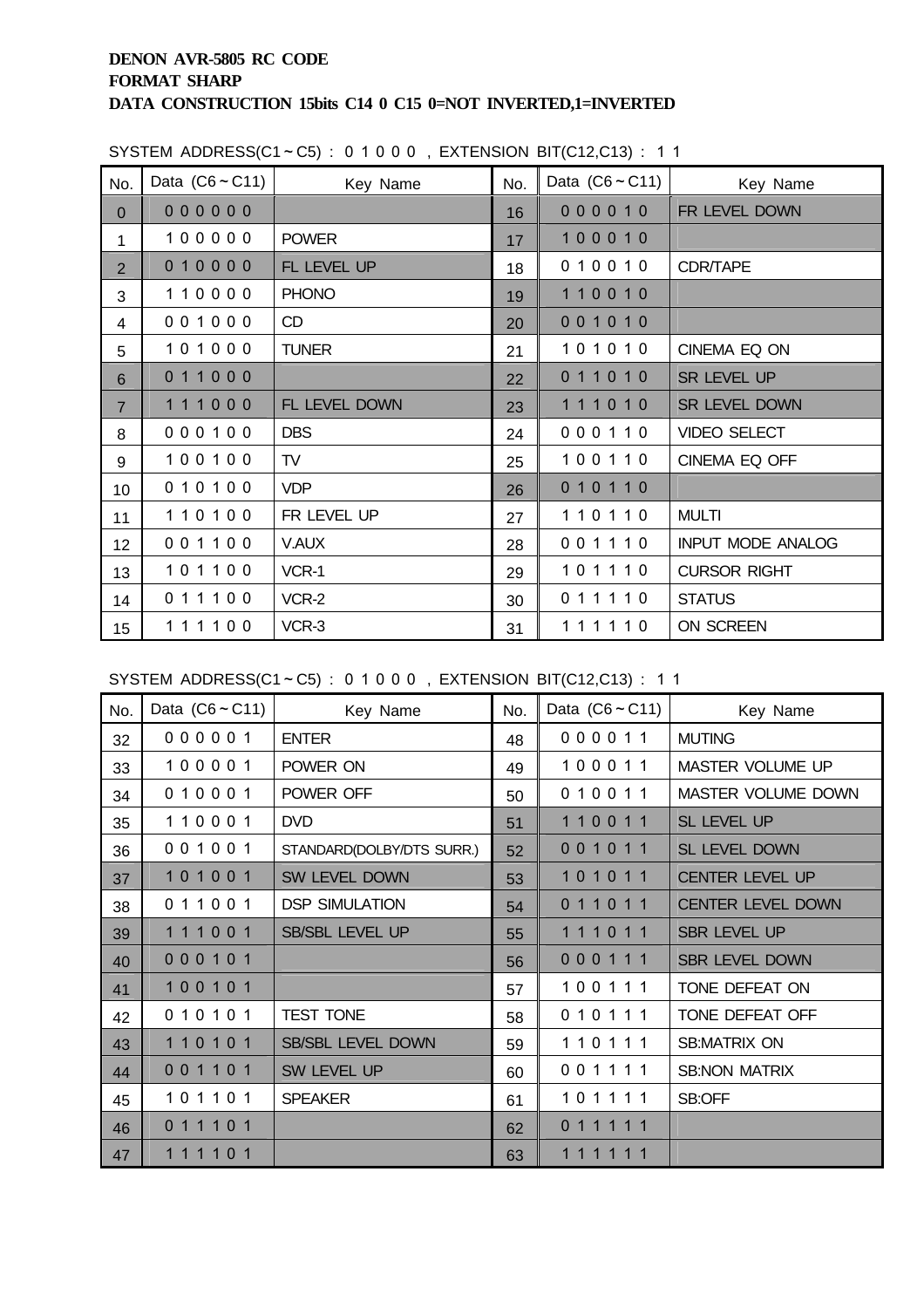**DENON AVR-5805 RC CODE**
**FORMAT SHARP**
**DATA CONSTRUCTION 15bits C14 0 C15 0=NOT INVERTED,1=INVERTED**

SYSTEM ADDRESS(C1～C5) : 0 1 0 0 0 , EXTENSION BIT(C12,C13) : 1 1

| No. | Data (C6～C11) | Key Name | No. | Data (C6～C11) | Key Name |
|---|---|---|---|---|---|
| 0 | 0 0 0 0 0 0 | | 16 | 0 0 0 0 1 0 | FR LEVEL DOWN |
| 1 | 1 0 0 0 0 0 | POWER | 17 | 1 0 0 0 1 0 | |
| 2 | 0 1 0 0 0 0 | FL LEVEL UP | 18 | 0 1 0 0 1 0 | CDR/TAPE |
| 3 | 1 1 0 0 0 0 | PHONO | 19 | 1 1 0 0 1 0 | |
| 4 | 0 0 1 0 0 0 | CD | 20 | 0 0 1 0 1 0 | |
| 5 | 1 0 1 0 0 0 | TUNER | 21 | 1 0 1 0 1 0 | CINEMA EQ ON |
| 6 | 0 1 1 0 0 0 | | 22 | 0 1 1 0 1 0 | SR LEVEL UP |
| 7 | 1 1 1 0 0 0 | FL LEVEL DOWN | 23 | 1 1 1 0 1 0 | SR LEVEL DOWN |
| 8 | 0 0 0 1 0 0 | DBS | 24 | 0 0 0 1 1 0 | VIDEO SELECT |
| 9 | 1 0 0 1 0 0 | TV | 25 | 1 0 0 1 1 0 | CINEMA EQ OFF |
| 10 | 0 1 0 1 0 0 | VDP | 26 | 0 1 0 1 1 0 | |
| 11 | 1 1 0 1 0 0 | FR LEVEL UP | 27 | 1 1 0 1 1 0 | MULTI |
| 12 | 0 0 1 1 0 0 | V.AUX | 28 | 0 0 1 1 1 0 | INPUT MODE ANALOG |
| 13 | 1 0 1 1 0 0 | VCR-1 | 29 | 1 0 1 1 1 0 | CURSOR RIGHT |
| 14 | 0 1 1 1 0 0 | VCR-2 | 30 | 0 1 1 1 1 0 | STATUS |
| 15 | 1 1 1 1 0 0 | VCR-3 | 31 | 1 1 1 1 1 0 | ON SCREEN |

SYSTEM ADDRESS(C1～C5) : 0 1 0 0 0 , EXTENSION BIT(C12,C13) : 1 1

| No. | Data (C6～C11) | Key Name | No. | Data (C6～C11) | Key Name |
|---|---|---|---|---|---|
| 32 | 0 0 0 0 0 1 | ENTER | 48 | 0 0 0 0 1 1 | MUTING |
| 33 | 1 0 0 0 0 1 | POWER ON | 49 | 1 0 0 0 1 1 | MASTER VOLUME UP |
| 34 | 0 1 0 0 0 1 | POWER OFF | 50 | 0 1 0 0 1 1 | MASTER VOLUME DOWN |
| 35 | 1 1 0 0 0 1 | DVD | 51 | 1 1 0 0 1 1 | SL LEVEL UP |
| 36 | 0 0 1 0 0 1 | STANDARD(DOLBY/DTS SURR.) | 52 | 0 0 1 0 1 1 | SL LEVEL DOWN |
| 37 | 1 0 1 0 0 1 | SW LEVEL DOWN | 53 | 1 0 1 0 1 1 | CENTER LEVEL UP |
| 38 | 0 1 1 0 0 1 | DSP SIMULATION | 54 | 0 1 1 0 1 1 | CENTER LEVEL DOWN |
| 39 | 1 1 1 0 0 1 | SB/SBL LEVEL UP | 55 | 1 1 1 0 1 1 | SBR LEVEL UP |
| 40 | 0 0 0 1 0 1 | | 56 | 0 0 0 1 1 1 | SBR LEVEL DOWN |
| 41 | 1 0 0 1 0 1 | | 57 | 1 0 0 1 1 1 | TONE DEFEAT ON |
| 42 | 0 1 0 1 0 1 | TEST TONE | 58 | 0 1 0 1 1 1 | TONE DEFEAT OFF |
| 43 | 1 1 0 1 0 1 | SB/SBL LEVEL DOWN | 59 | 1 1 0 1 1 1 | SB:MATRIX ON |
| 44 | 0 0 1 1 0 1 | SW LEVEL UP | 60 | 0 0 1 1 1 1 | SB:NON MATRIX |
| 45 | 1 0 1 1 0 1 | SPEAKER | 61 | 1 0 1 1 1 1 | SB:OFF |
| 46 | 0 1 1 1 0 1 | | 62 | 0 1 1 1 1 1 | |
| 47 | 1 1 1 1 0 1 | | 63 | 1 1 1 1 1 1 | |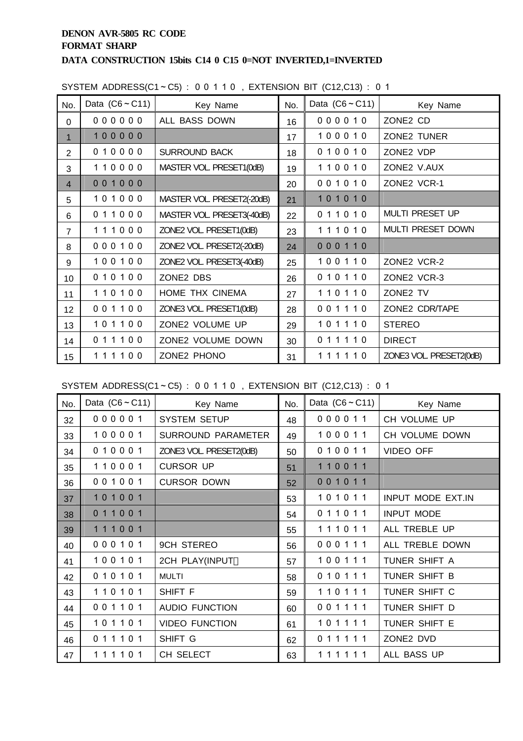**DENON AVR-5805 RC CODE**
**FORMAT SHARP**
**DATA CONSTRUCTION 15bits C14 0 C15 0=NOT INVERTED,1=INVERTED**

SYSTEM ADDRESS(C1～C5) : 0 0 1 1 0 , EXTENSION BIT (C12,C13) : 0 1

| No. | Data (C6～C11) | Key Name | No. | Data (C6～C11) | Key Name |
|---|---|---|---|---|---|
| 0 | 0 0 0 0 0 0 | ALL BASS DOWN | 16 | 0 0 0 0 1 0 | ZONE2 CD |
| 1 | 1 0 0 0 0 0 | | 17 | 1 0 0 0 1 0 | ZONE2 TUNER |
| 2 | 0 1 0 0 0 0 | SURROUND BACK | 18 | 0 1 0 0 1 0 | ZONE2 VDP |
| 3 | 1 1 0 0 0 0 | MASTER VOL. PRESET1(0dB) | 19 | 1 1 0 0 1 0 | ZONE2 V.AUX |
| 4 | 0 0 1 0 0 0 | | 20 | 0 0 1 0 1 0 | ZONE2 VCR-1 |
| 5 | 1 0 1 0 0 0 | MASTER VOL. PRESET2(-20dB) | 21 | 1 0 1 0 1 0 | |
| 6 | 0 1 1 0 0 0 | MASTER VOL. PRESET3(-40dB) | 22 | 0 1 1 0 1 0 | MULTI PRESET UP |
| 7 | 1 1 1 0 0 0 | ZONE2 VOL. PRESET1(0dB) | 23 | 1 1 1 0 1 0 | MULTI PRESET DOWN |
| 8 | 0 0 0 1 0 0 | ZONE2 VOL. PRESET2(-20dB) | 24 | 0 0 0 1 1 0 | |
| 9 | 1 0 0 1 0 0 | ZONE2 VOL. PRESET3(-40dB) | 25 | 1 0 0 1 1 0 | ZONE2 VCR-2 |
| 10 | 0 1 0 1 0 0 | ZONE2 DBS | 26 | 0 1 0 1 1 0 | ZONE2 VCR-3 |
| 11 | 1 1 0 1 0 0 | HOME THX CINEMA | 27 | 1 1 0 1 1 0 | ZONE2 TV |
| 12 | 0 0 1 1 0 0 | ZONE3 VOL. PRESET1(0dB) | 28 | 0 0 1 1 1 0 | ZONE2 CDR/TAPE |
| 13 | 1 0 1 1 0 0 | ZONE2 VOLUME UP | 29 | 1 0 1 1 1 0 | STEREO |
| 14 | 0 1 1 1 0 0 | ZONE2 VOLUME DOWN | 30 | 0 1 1 1 1 0 | DIRECT |
| 15 | 1 1 1 1 0 0 | ZONE2 PHONO | 31 | 1 1 1 1 1 0 | ZONE3 VOL. PRESET2(0dB) |

SYSTEM ADDRESS(C1～C5) : 0 0 1 1 0 , EXTENSION BIT (C12,C13) : 0 1

| No. | Data (C6～C11) | Key Name | No. | Data (C6～C11) | Key Name |
|---|---|---|---|---|---|
| 32 | 0 0 0 0 0 1 | SYSTEM SETUP | 48 | 0 0 0 0 1 1 | CH VOLUME UP |
| 33 | 1 0 0 0 0 1 | SURROUND PARAMETER | 49 | 1 0 0 0 1 1 | CH VOLUME DOWN |
| 34 | 0 1 0 0 0 1 | ZONE3 VOL. PRESET2(0dB) | 50 | 0 1 0 0 1 1 | VIDEO OFF |
| 35 | 1 1 0 0 0 1 | CURSOR UP | 51 | 1 1 0 0 1 1 | |
| 36 | 0 0 1 0 0 1 | CURSOR DOWN | 52 | 0 0 1 0 1 1 | |
| 37 | 1 0 1 0 0 1 | | 53 | 1 0 1 0 1 1 | INPUT MODE EXT.IN |
| 38 | 0 1 1 0 0 1 | | 54 | 0 1 1 0 1 1 | INPUT MODE |
| 39 | 1 1 1 0 0 1 | | 55 | 1 1 1 0 1 1 | ALL TREBLE UP |
| 40 | 0 0 0 1 0 1 | 9CH STEREO | 56 | 0 0 0 1 1 1 | ALL TREBLE DOWN |
| 41 | 1 0 0 1 0 1 | 2CH PLAY(INPUT) | 57 | 1 0 0 1 1 1 | TUNER SHIFT A |
| 42 | 0 1 0 1 0 1 | MULTI | 58 | 0 1 0 1 1 1 | TUNER SHIFT B |
| 43 | 1 1 0 1 0 1 | SHIFT F | 59 | 1 1 0 1 1 1 | TUNER SHIFT C |
| 44 | 0 0 1 1 0 1 | AUDIO FUNCTION | 60 | 0 0 1 1 1 1 | TUNER SHIFT D |
| 45 | 1 0 1 1 0 1 | VIDEO FUNCTION | 61 | 1 0 1 1 1 1 | TUNER SHIFT E |
| 46 | 0 1 1 1 0 1 | SHIFT G | 62 | 0 1 1 1 1 1 | ZONE2 DVD |
| 47 | 1 1 1 1 0 1 | CH SELECT | 63 | 1 1 1 1 1 1 | ALL BASS UP |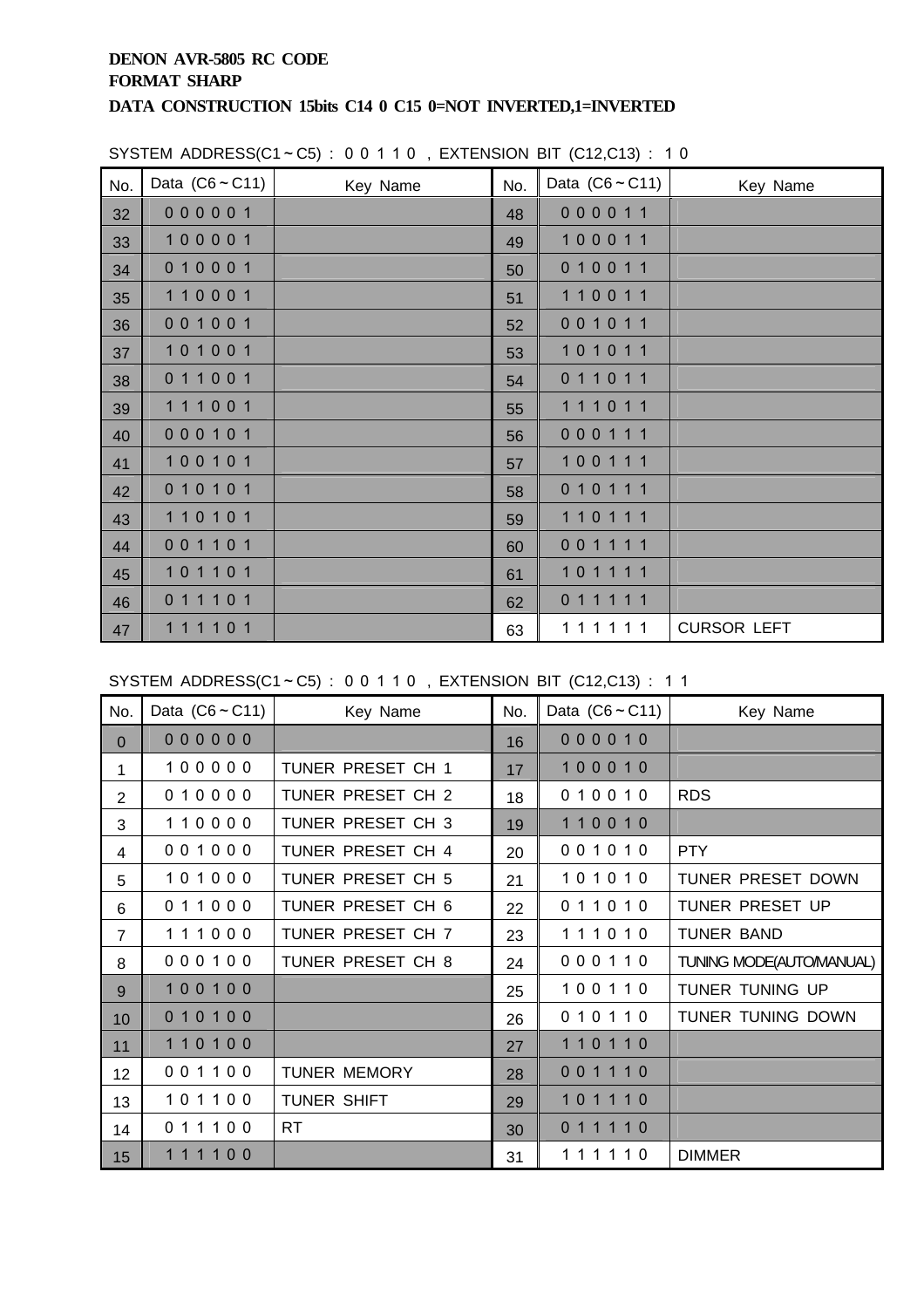**DENON AVR-5805 RC CODE**
**FORMAT SHARP**
**DATA CONSTRUCTION 15bits C14 0 C15 0=NOT INVERTED,1=INVERTED**

SYSTEM ADDRESS(C1～C5) : 0 0 1 1 0 , EXTENSION BIT (C12,C13) : 1 0

| No. | Data (C6～C11) | Key Name | No. | Data (C6～C11) | Key Name |
|---|---|---|---|---|---|
| 32 | 0 0 0 0 0 1 | | 48 | 0 0 0 0 1 1 | |
| 33 | 1 0 0 0 0 1 | | 49 | 1 0 0 0 1 1 | |
| 34 | 0 1 0 0 0 1 | | 50 | 0 1 0 0 1 1 | |
| 35 | 1 1 0 0 0 1 | | 51 | 1 1 0 0 1 1 | |
| 36 | 0 0 1 0 0 1 | | 52 | 0 0 1 0 1 1 | |
| 37 | 1 0 1 0 0 1 | | 53 | 1 0 1 0 1 1 | |
| 38 | 0 1 1 0 0 1 | | 54 | 0 1 1 0 1 1 | |
| 39 | 1 1 1 0 0 1 | | 55 | 1 1 1 0 1 1 | |
| 40 | 0 0 0 1 0 1 | | 56 | 0 0 0 1 1 1 | |
| 41 | 1 0 0 1 0 1 | | 57 | 1 0 0 1 1 1 | |
| 42 | 0 1 0 1 0 1 | | 58 | 0 1 0 1 1 1 | |
| 43 | 1 1 0 1 0 1 | | 59 | 1 1 0 1 1 1 | |
| 44 | 0 0 1 1 0 1 | | 60 | 0 0 1 1 1 1 | |
| 45 | 1 0 1 1 0 1 | | 61 | 1 0 1 1 1 1 | |
| 46 | 0 1 1 1 0 1 | | 62 | 0 1 1 1 1 1 | |
| 47 | 1 1 1 1 0 1 | | 63 | 1 1 1 1 1 1 | CURSOR LEFT |

SYSTEM ADDRESS(C1～C5) : 0 0 1 1 0 , EXTENSION BIT (C12,C13) : 1 1

| No. | Data (C6～C11) | Key Name | No. | Data (C6～C11) | Key Name |
|---|---|---|---|---|---|
| 0 | 0 0 0 0 0 0 | | 16 | 0 0 0 0 1 0 | |
| 1 | 1 0 0 0 0 0 | TUNER PRESET CH 1 | 17 | 1 0 0 0 1 0 | |
| 2 | 0 1 0 0 0 0 | TUNER PRESET CH 2 | 18 | 0 1 0 0 1 0 | RDS |
| 3 | 1 1 0 0 0 0 | TUNER PRESET CH 3 | 19 | 1 1 0 0 1 0 | |
| 4 | 0 0 1 0 0 0 | TUNER PRESET CH 4 | 20 | 0 0 1 0 1 0 | PTY |
| 5 | 1 0 1 0 0 0 | TUNER PRESET CH 5 | 21 | 1 0 1 0 1 0 | TUNER PRESET DOWN |
| 6 | 0 1 1 0 0 0 | TUNER PRESET CH 6 | 22 | 0 1 1 0 1 0 | TUNER PRESET UP |
| 7 | 1 1 1 0 0 0 | TUNER PRESET CH 7 | 23 | 1 1 1 0 1 0 | TUNER BAND |
| 8 | 0 0 0 1 0 0 | TUNER PRESET CH 8 | 24 | 0 0 0 1 1 0 | TUNING MODE(AUTO/MANUAL) |
| 9 | 1 0 0 1 0 0 | | 25 | 1 0 0 1 1 0 | TUNER TUNING UP |
| 10 | 0 1 0 1 0 0 | | 26 | 0 1 0 1 1 0 | TUNER TUNING DOWN |
| 11 | 1 1 0 1 0 0 | | 27 | 1 1 0 1 1 0 | |
| 12 | 0 0 1 1 0 0 | TUNER MEMORY | 28 | 0 0 1 1 1 0 | |
| 13 | 1 0 1 1 0 0 | TUNER SHIFT | 29 | 1 0 1 1 1 0 | |
| 14 | 0 1 1 1 0 0 | RT | 30 | 0 1 1 1 1 0 | |
| 15 | 1 1 1 1 0 0 | | 31 | 1 1 1 1 1 0 | DIMMER |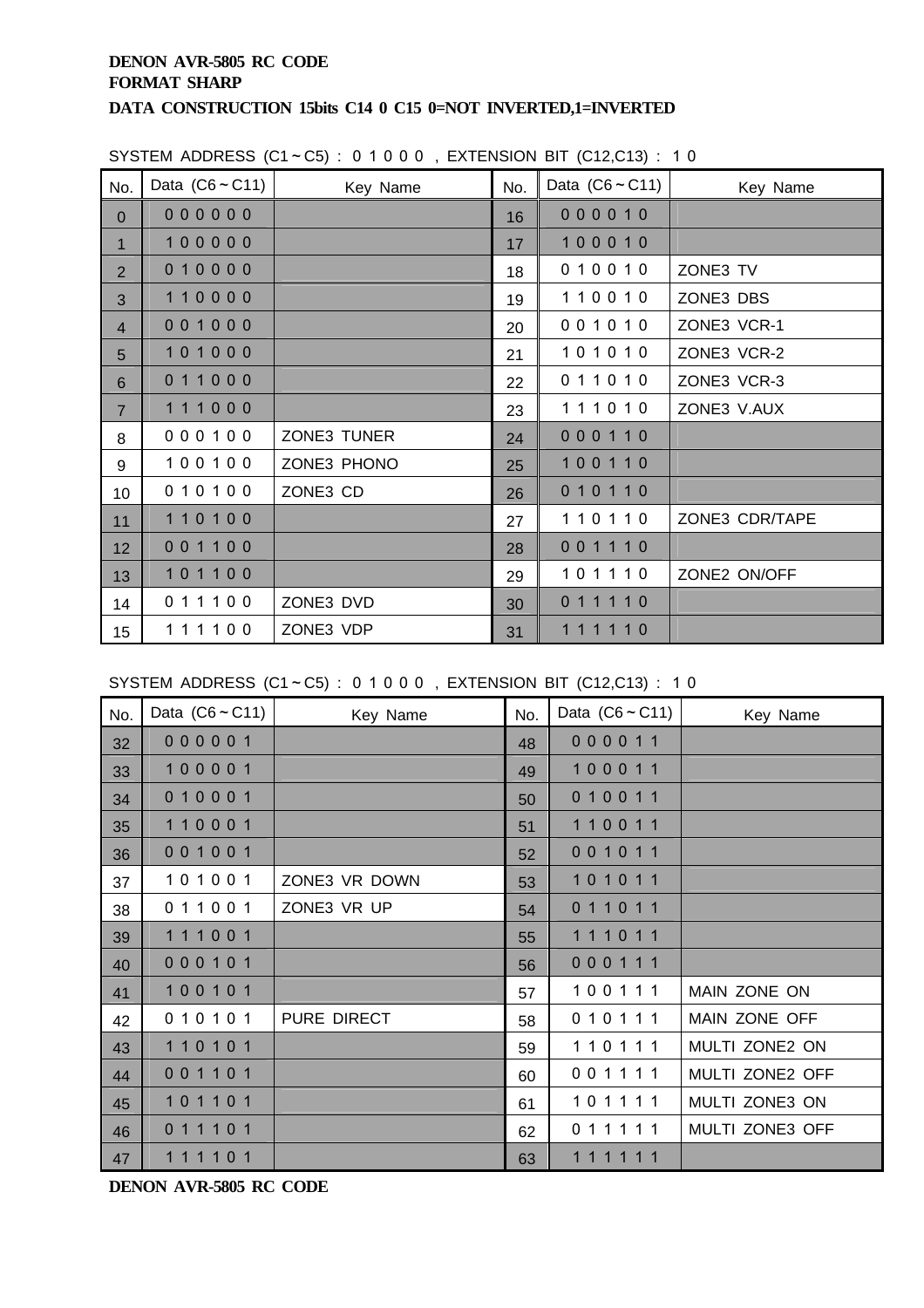**DENON AVR-5805 RC CODE**
**FORMAT SHARP**
**DATA CONSTRUCTION 15bits C14 0 C15 0=NOT INVERTED,1=INVERTED**

SYSTEM ADDRESS (C1～C5) : 0 1 0 0 0 , EXTENSION BIT (C12,C13) : 1 0

| No. | Data (C6～C11) | Key Name | No. | Data (C6～C11) | Key Name |
|---|---|---|---|---|---|
| 0 | 0 0 0 0 0 0 | | 16 | 0 0 0 0 1 0 | |
| 1 | 1 0 0 0 0 0 | | 17 | 1 0 0 0 1 0 | |
| 2 | 0 1 0 0 0 0 | | 18 | 0 1 0 0 1 0 | ZONE3 TV |
| 3 | 1 1 0 0 0 0 | | 19 | 1 1 0 0 1 0 | ZONE3 DBS |
| 4 | 0 0 1 0 0 0 | | 20 | 0 0 1 0 1 0 | ZONE3 VCR-1 |
| 5 | 1 0 1 0 0 0 | | 21 | 1 0 1 0 1 0 | ZONE3 VCR-2 |
| 6 | 0 1 1 0 0 0 | | 22 | 0 1 1 0 1 0 | ZONE3 VCR-3 |
| 7 | 1 1 1 0 0 0 | | 23 | 1 1 1 0 1 0 | ZONE3 V.AUX |
| 8 | 0 0 0 1 0 0 | ZONE3 TUNER | 24 | 0 0 0 1 1 0 | |
| 9 | 1 0 0 1 0 0 | ZONE3 PHONO | 25 | 1 0 0 1 1 0 | |
| 10 | 0 1 0 1 0 0 | ZONE3 CD | 26 | 0 1 0 1 1 0 | |
| 11 | 1 1 0 1 0 0 | | 27 | 1 1 0 1 1 0 | ZONE3 CDR/TAPE |
| 12 | 0 0 1 1 0 0 | | 28 | 0 0 1 1 1 0 | |
| 13 | 1 0 1 1 0 0 | | 29 | 1 0 1 1 1 0 | ZONE2 ON/OFF |
| 14 | 0 1 1 1 0 0 | ZONE3 DVD | 30 | 0 1 1 1 1 0 | |
| 15 | 1 1 1 1 0 0 | ZONE3 VDP | 31 | 1 1 1 1 1 0 | |

SYSTEM ADDRESS (C1～C5) : 0 1 0 0 0 , EXTENSION BIT (C12,C13) : 1 0

| No. | Data (C6～C11) | Key Name | No. | Data (C6～C11) | Key Name |
|---|---|---|---|---|---|
| 32 | 0 0 0 0 0 1 | | 48 | 0 0 0 0 1 1 | |
| 33 | 1 0 0 0 0 1 | | 49 | 1 0 0 0 1 1 | |
| 34 | 0 1 0 0 0 1 | | 50 | 0 1 0 0 1 1 | |
| 35 | 1 1 0 0 0 1 | | 51 | 1 1 0 0 1 1 | |
| 36 | 0 0 1 0 0 1 | | 52 | 0 0 1 0 1 1 | |
| 37 | 1 0 1 0 0 1 | ZONE3 VR DOWN | 53 | 1 0 1 0 1 1 | |
| 38 | 0 1 1 0 0 1 | ZONE3 VR UP | 54 | 0 1 1 0 1 1 | |
| 39 | 1 1 1 0 0 1 | | 55 | 1 1 1 0 1 1 | |
| 40 | 0 0 0 1 0 1 | | 56 | 0 0 0 1 1 1 | |
| 41 | 1 0 0 1 0 1 | | 57 | 1 0 0 1 1 1 | MAIN ZONE ON |
| 42 | 0 1 0 1 0 1 | PURE DIRECT | 58 | 0 1 0 1 1 1 | MAIN ZONE OFF |
| 43 | 1 1 0 1 0 1 | | 59 | 1 1 0 1 1 1 | MULTI ZONE2 ON |
| 44 | 0 0 1 1 0 1 | | 60 | 0 0 1 1 1 1 | MULTI ZONE2 OFF |
| 45 | 1 0 1 1 0 1 | | 61 | 1 0 1 1 1 1 | MULTI ZONE3 ON |
| 46 | 0 1 1 1 0 1 | | 62 | 0 1 1 1 1 1 | MULTI ZONE3 OFF |
| 47 | 1 1 1 1 0 1 | | 63 | 1 1 1 1 1 1 | |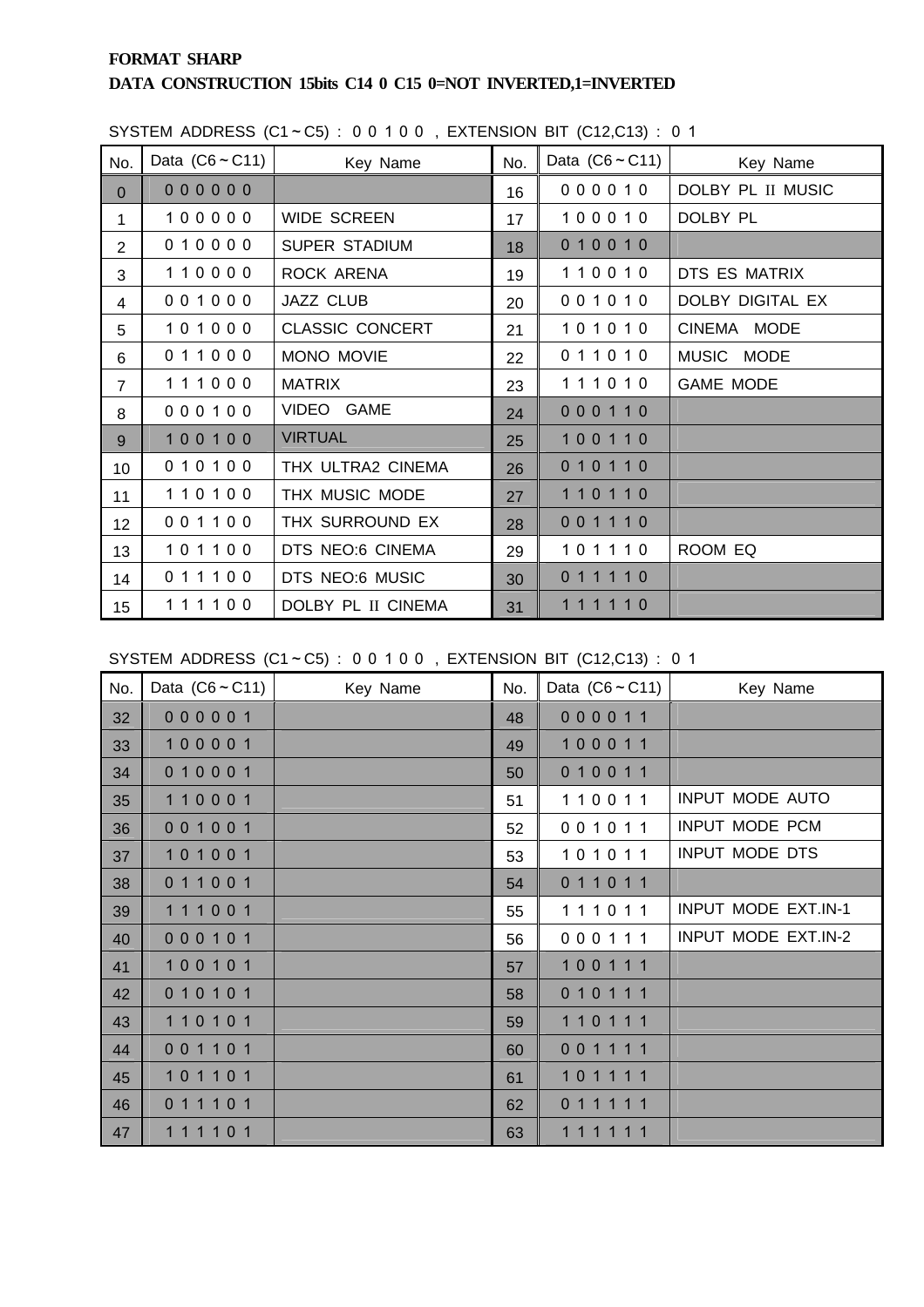**FORMAT SHARP**

**DATA CONSTRUCTION 15bits C14 0 C15 0=NOT INVERTED,1=INVERTED**

SYSTEM ADDRESS (C1～C5) : 0 0 1 0 0 , EXTENSION BIT (C12,C13) : 0 1

| No. | Data (C6～C11) | Key Name | No. | Data (C6～C11) | Key Name |
|---|---|---|---|---|---|
| 0 | 0 0 0 0 0 0 | | 16 | 0 0 0 0 1 0 | DOLBY PL II MUSIC |
| 1 | 1 0 0 0 0 0 | WIDE SCREEN | 17 | 1 0 0 0 1 0 | DOLBY PL |
| 2 | 0 1 0 0 0 0 | SUPER STADIUM | 18 | 0 1 0 0 1 0 | |
| 3 | 1 1 0 0 0 0 | ROCK ARENA | 19 | 1 1 0 0 1 0 | DTS ES MATRIX |
| 4 | 0 0 1 0 0 0 | JAZZ CLUB | 20 | 0 0 1 0 1 0 | DOLBY DIGITAL EX |
| 5 | 1 0 1 0 0 0 | CLASSIC CONCERT | 21 | 1 0 1 0 1 0 | CINEMA MODE |
| 6 | 0 1 1 0 0 0 | MONO MOVIE | 22 | 0 1 1 0 1 0 | MUSIC MODE |
| 7 | 1 1 1 0 0 0 | MATRIX | 23 | 1 1 1 0 1 0 | GAME MODE |
| 8 | 0 0 0 1 0 0 | VIDEO GAME | 24 | 0 0 0 1 1 0 | |
| 9 | 1 0 0 1 0 0 | VIRTUAL | 25 | 1 0 0 1 1 0 | |
| 10 | 0 1 0 1 0 0 | THX ULTRA2 CINEMA | 26 | 0 1 0 1 1 0 | |
| 11 | 1 1 0 1 0 0 | THX MUSIC MODE | 27 | 1 1 0 1 1 0 | |
| 12 | 0 0 1 1 0 0 | THX SURROUND EX | 28 | 0 0 1 1 1 0 | |
| 13 | 1 0 1 1 0 0 | DTS NEO:6 CINEMA | 29 | 1 0 1 1 1 0 | ROOM EQ |
| 14 | 0 1 1 1 0 0 | DTS NEO:6 MUSIC | 30 | 0 1 1 1 1 0 | |
| 15 | 1 1 1 1 0 0 | DOLBY PL II CINEMA | 31 | 1 1 1 1 1 0 | |

SYSTEM ADDRESS (C1～C5) : 0 0 1 0 0 , EXTENSION BIT (C12,C13) : 0 1

| No. | Data (C6～C11) | Key Name | No. | Data (C6～C11) | Key Name |
|---|---|---|---|---|---|
| 32 | 0 0 0 0 0 1 | | 48 | 0 0 0 0 1 1 | |
| 33 | 1 0 0 0 0 1 | | 49 | 1 0 0 0 1 1 | |
| 34 | 0 1 0 0 0 1 | | 50 | 0 1 0 0 1 1 | |
| 35 | 1 1 0 0 0 1 | | 51 | 1 1 0 0 1 1 | INPUT MODE AUTO |
| 36 | 0 0 1 0 0 1 | | 52 | 0 0 1 0 1 1 | INPUT MODE PCM |
| 37 | 1 0 1 0 0 1 | | 53 | 1 0 1 0 1 1 | INPUT MODE DTS |
| 38 | 0 1 1 0 0 1 | | 54 | 0 1 1 0 1 1 | |
| 39 | 1 1 1 0 0 1 | | 55 | 1 1 1 0 1 1 | INPUT MODE EXT.IN-1 |
| 40 | 0 0 0 1 0 1 | | 56 | 0 0 0 1 1 1 | INPUT MODE EXT.IN-2 |
| 41 | 1 0 0 1 0 1 | | 57 | 1 0 0 1 1 1 | |
| 42 | 0 1 0 1 0 1 | | 58 | 0 1 0 1 1 1 | |
| 43 | 1 1 0 1 0 1 | | 59 | 1 1 0 1 1 1 | |
| 44 | 0 0 1 1 0 1 | | 60 | 0 0 1 1 1 1 | |
| 45 | 1 0 1 1 0 1 | | 61 | 1 0 1 1 1 1 | |
| 46 | 0 1 1 1 0 1 | | 62 | 0 1 1 1 1 1 | |
| 47 | 1 1 1 1 0 1 | | 63 | 1 1 1 1 1 1 | |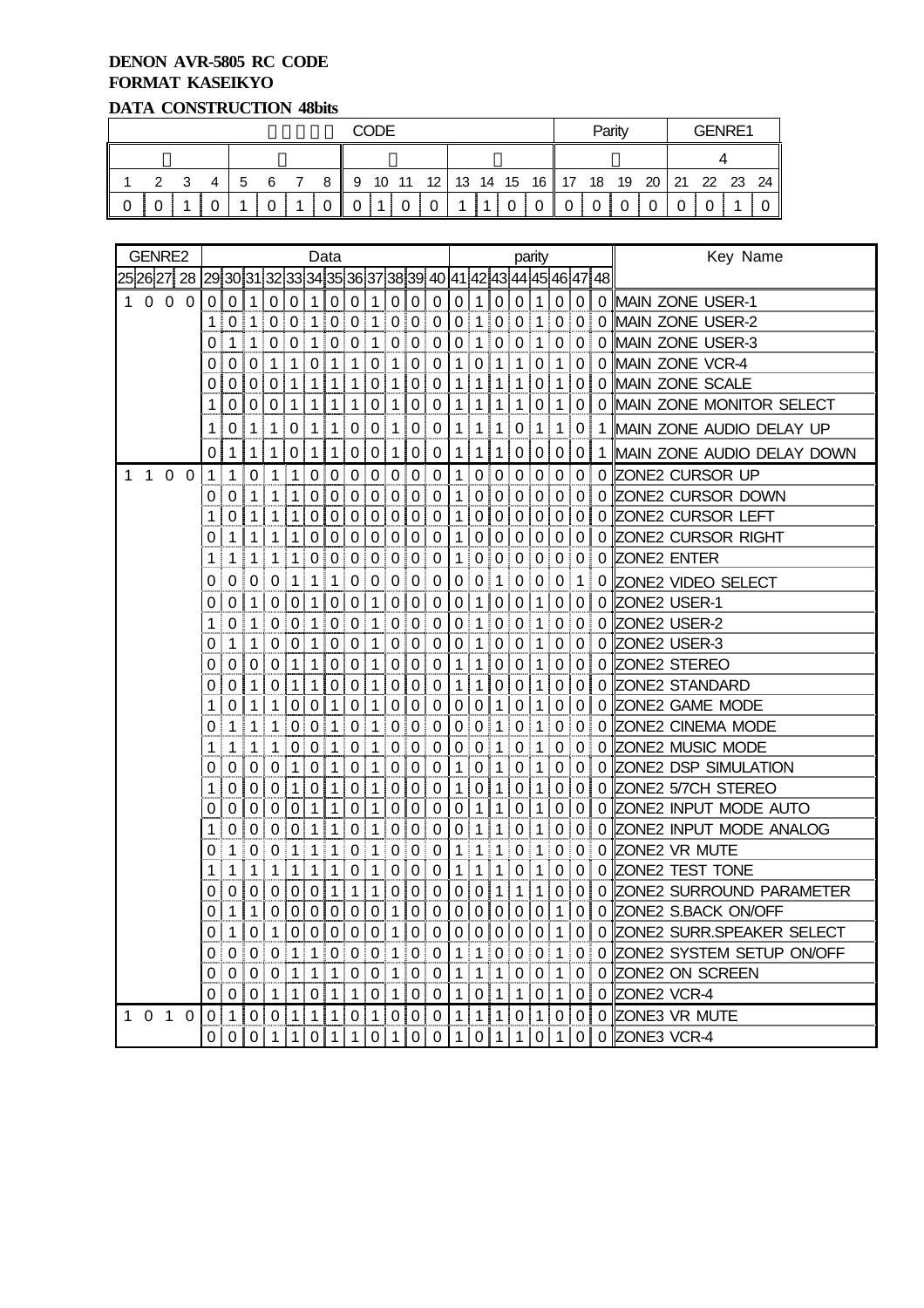**DENON AVR-5805 RC CODE**
**FORMAT KASEIKYO**
**DATA CONSTRUCTION 48bits**

| CODE | | | | | | | | | | | | | | | | Parity | | | | GENRE1 | | | |
|---|---|---|---|---|---|---|---|---|---|---|---|---|---|---|---|---|---|---|---|---|---|---|---|
| | | | | | | | | | | | | | | | | | | | | 4 | | | |
| 1 | 2 | 3 | 4 | 5 | 6 | 7 | 8 | 9 | 10 | 11 | 12 | 13 | 14 | 15 | 16 | 17 | 18 | 19 | 20 | 21 | 22 | 23 | 24 |
| 0 | 0 | 1 | 0 | 1 | 0 | 1 | 0 | 0 | 1 | 0 | 0 | 1 | 1 | 0 | 0 | 0 | 0 | 0 | 0 | 0 | 0 | 1 | 0 |

| GENRE2 25 26 27 28 | Data 29 | 30 | 31 | 32 | 33 | 34 | 35 | 36 | 37 | 38 | 39 | 40 | parity 41 | 42 | 43 | 44 | 45 | 46 | 47 | 48 | Key Name |
|---|---|---|---|---|---|---|---|---|---|---|---|---|---|---|---|---|---|---|---|---|---|
| 1 0 0 0 | 0 | 0 | 1 | 0 | 0 | 1 | 0 | 0 | 1 | 0 | 0 | 0 | 0 | 1 | 0 | 0 | 1 | 0 | 0 | 0 | MAIN ZONE USER-1 |
| | 1 | 0 | 1 | 0 | 0 | 1 | 0 | 0 | 1 | 0 | 0 | 0 | 0 | 1 | 0 | 0 | 1 | 0 | 0 | 0 | MAIN ZONE USER-2 |
| | 0 | 1 | 1 | 0 | 0 | 1 | 0 | 0 | 1 | 0 | 0 | 0 | 0 | 1 | 0 | 0 | 1 | 0 | 0 | 0 | MAIN ZONE USER-3 |
| | 0 | 0 | 0 | 1 | 1 | 0 | 1 | 1 | 0 | 1 | 0 | 0 | 1 | 0 | 1 | 1 | 0 | 1 | 0 | 0 | MAIN ZONE VCR-4 |
| | 0 | 0 | 0 | 0 | 1 | 1 | 1 | 1 | 0 | 1 | 0 | 0 | 1 | 1 | 1 | 1 | 0 | 1 | 0 | 0 | MAIN ZONE SCALE |
| | 1 | 0 | 0 | 0 | 1 | 1 | 1 | 1 | 0 | 1 | 0 | 0 | 1 | 1 | 1 | 1 | 0 | 1 | 0 | 0 | MAIN ZONE MONITOR SELECT |
| | 1 | 0 | 1 | 1 | 0 | 1 | 1 | 0 | 0 | 1 | 0 | 0 | 1 | 1 | 1 | 0 | 1 | 1 | 0 | 1 | MAIN ZONE AUDIO DELAY UP |
| | 0 | 1 | 1 | 1 | 0 | 1 | 1 | 0 | 0 | 1 | 0 | 0 | 1 | 1 | 1 | 0 | 0 | 0 | 0 | 1 | MAIN ZONE AUDIO DELAY DOWN |
| 1 1 0 0 | 1 | 1 | 0 | 1 | 1 | 0 | 0 | 0 | 0 | 0 | 0 | 0 | 1 | 0 | 0 | 0 | 0 | 0 | 0 | 0 | ZONE2 CURSOR UP |
| | 0 | 0 | 1 | 1 | 1 | 0 | 0 | 0 | 0 | 0 | 0 | 0 | 1 | 0 | 0 | 0 | 0 | 0 | 0 | 0 | ZONE2 CURSOR DOWN |
| | 1 | 0 | 1 | 1 | 1 | 0 | 0 | 0 | 0 | 0 | 0 | 0 | 1 | 0 | 0 | 0 | 0 | 0 | 0 | 0 | ZONE2 CURSOR LEFT |
| | 0 | 1 | 1 | 1 | 1 | 0 | 0 | 0 | 0 | 0 | 0 | 0 | 1 | 0 | 0 | 0 | 0 | 0 | 0 | 0 | ZONE2 CURSOR RIGHT |
| | 1 | 1 | 1 | 1 | 1 | 0 | 0 | 0 | 0 | 0 | 0 | 0 | 1 | 0 | 0 | 0 | 0 | 0 | 0 | 0 | ZONE2 ENTER |
| | 0 | 0 | 0 | 0 | 1 | 1 | 1 | 0 | 0 | 0 | 0 | 0 | 0 | 0 | 1 | 0 | 0 | 0 | 1 | 0 | ZONE2 VIDEO SELECT |
| | 0 | 0 | 1 | 0 | 0 | 1 | 0 | 0 | 1 | 0 | 0 | 0 | 0 | 1 | 0 | 0 | 1 | 0 | 0 | 0 | ZONE2 USER-1 |
| | 1 | 0 | 1 | 0 | 0 | 1 | 0 | 0 | 1 | 0 | 0 | 0 | 0 | 1 | 0 | 0 | 1 | 0 | 0 | 0 | ZONE2 USER-2 |
| | 0 | 1 | 1 | 0 | 0 | 1 | 0 | 0 | 1 | 0 | 0 | 0 | 0 | 1 | 0 | 0 | 1 | 0 | 0 | 0 | ZONE2 USER-3 |
| | 0 | 0 | 0 | 0 | 1 | 1 | 0 | 0 | 1 | 0 | 0 | 0 | 1 | 1 | 0 | 0 | 1 | 0 | 0 | 0 | ZONE2 STEREO |
| | 0 | 0 | 1 | 0 | 1 | 1 | 0 | 0 | 1 | 0 | 0 | 0 | 1 | 1 | 0 | 0 | 1 | 0 | 0 | 0 | ZONE2 STANDARD |
| | 1 | 0 | 1 | 1 | 0 | 0 | 1 | 0 | 1 | 0 | 0 | 0 | 0 | 0 | 1 | 0 | 1 | 0 | 0 | 0 | ZONE2 GAME MODE |
| | 0 | 1 | 1 | 1 | 0 | 0 | 1 | 0 | 1 | 0 | 0 | 0 | 0 | 0 | 1 | 0 | 1 | 0 | 0 | 0 | ZONE2 CINEMA MODE |
| | 1 | 1 | 1 | 1 | 0 | 0 | 1 | 0 | 1 | 0 | 0 | 0 | 0 | 0 | 1 | 0 | 1 | 0 | 0 | 0 | ZONE2 MUSIC MODE |
| | 0 | 0 | 0 | 0 | 1 | 0 | 1 | 0 | 1 | 0 | 0 | 0 | 1 | 0 | 1 | 0 | 1 | 0 | 0 | 0 | ZONE2 DSP SIMULATION |
| | 1 | 0 | 0 | 0 | 1 | 0 | 1 | 0 | 1 | 0 | 0 | 0 | 1 | 0 | 1 | 0 | 1 | 0 | 0 | 0 | ZONE2 5/7CH STEREO |
| | 0 | 0 | 0 | 0 | 0 | 1 | 1 | 0 | 1 | 0 | 0 | 0 | 0 | 1 | 1 | 0 | 1 | 0 | 0 | 0 | ZONE2 INPUT MODE AUTO |
| | 1 | 0 | 0 | 0 | 0 | 1 | 1 | 0 | 1 | 0 | 0 | 0 | 0 | 1 | 1 | 0 | 1 | 0 | 0 | 0 | ZONE2 INPUT MODE ANALOG |
| | 0 | 1 | 0 | 0 | 1 | 1 | 1 | 0 | 1 | 0 | 0 | 0 | 1 | 1 | 1 | 0 | 1 | 0 | 0 | 0 | ZONE2 VR MUTE |
| | 1 | 1 | 1 | 1 | 1 | 1 | 1 | 0 | 1 | 0 | 0 | 0 | 1 | 1 | 1 | 0 | 1 | 0 | 0 | 0 | ZONE2 TEST TONE |
| | 0 | 0 | 0 | 0 | 0 | 0 | 1 | 1 | 1 | 0 | 0 | 0 | 0 | 0 | 1 | 1 | 1 | 0 | 0 | 0 | ZONE2 SURROUND PARAMETER |
| | 0 | 1 | 1 | 0 | 0 | 0 | 0 | 0 | 0 | 1 | 0 | 0 | 0 | 0 | 0 | 0 | 0 | 1 | 0 | 0 | ZONE2 S.BACK ON/OFF |
| | 0 | 1 | 0 | 1 | 0 | 0 | 0 | 0 | 0 | 1 | 0 | 0 | 0 | 0 | 0 | 0 | 0 | 1 | 0 | 0 | ZONE2 SURR.SPEAKER SELECT |
| | 0 | 0 | 0 | 0 | 1 | 1 | 0 | 0 | 0 | 1 | 0 | 0 | 1 | 1 | 0 | 0 | 0 | 1 | 0 | 0 | ZONE2 SYSTEM SETUP ON/OFF |
| | 0 | 0 | 0 | 0 | 1 | 1 | 1 | 0 | 0 | 1 | 0 | 0 | 1 | 1 | 1 | 0 | 0 | 1 | 0 | 0 | ZONE2 ON SCREEN |
| | 0 | 0 | 0 | 1 | 1 | 0 | 1 | 1 | 0 | 1 | 0 | 0 | 1 | 0 | 1 | 1 | 0 | 1 | 0 | 0 | ZONE2 VCR-4 |
| 1 0 1 0 | 0 | 1 | 0 | 0 | 1 | 1 | 1 | 0 | 1 | 0 | 0 | 0 | 1 | 1 | 1 | 0 | 1 | 0 | 0 | 0 | ZONE3 VR MUTE |
| | 0 | 0 | 0 | 1 | 1 | 0 | 1 | 1 | 0 | 1 | 0 | 0 | 1 | 0 | 1 | 1 | 0 | 1 | 0 | 0 | ZONE3 VCR-4 |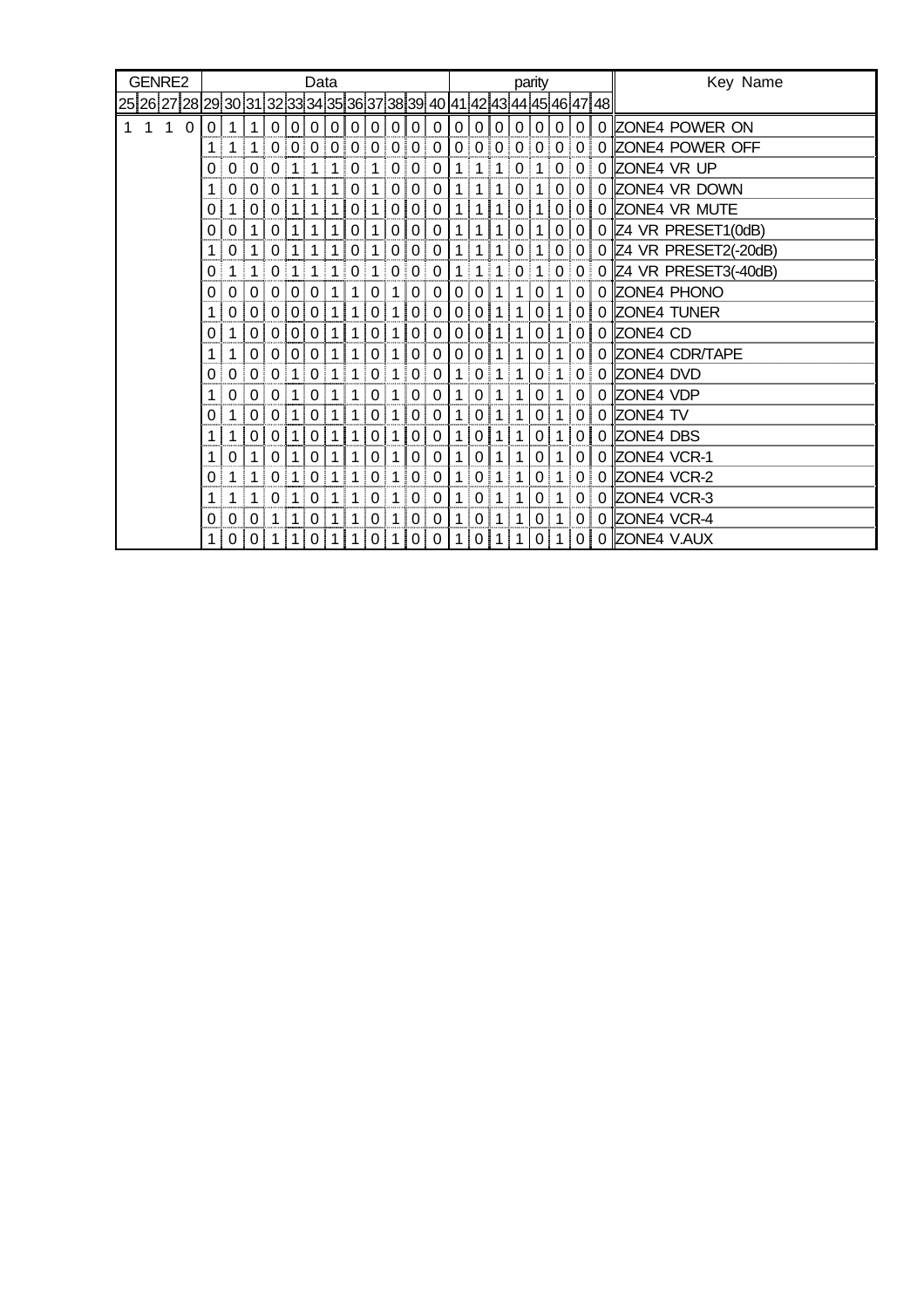| GENRE2 | | | | Data | | | | | | | | | | | | parity | | | | | | | | Key Name |
|---|---|---|---|---|---|---|---|---|---|---|---|---|---|---|---|---|---|---|---|---|---|---|---|---|
| 25 | 26 | 27 | 28 | 29 | 30 | 31 | 32 | 33 | 34 | 35 | 36 | 37 | 38 | 39 | 40 | 41 | 42 | 43 | 44 | 45 | 46 | 47 | 48 | |
| 1 | 1 | 1 | 0 | 0 | 1 | 1 | 0 | 0 | 0 | 0 | 0 | 0 | 0 | 0 | 0 | 0 | 0 | 0 | 0 | 0 | 0 | 0 | 0 | ZONE4 POWER ON |
| | | | | 1 | 1 | 1 | 0 | 0 | 0 | 0 | 0 | 0 | 0 | 0 | 0 | 0 | 0 | 0 | 0 | 0 | 0 | 0 | 0 | ZONE4 POWER OFF |
| | | | | 0 | 0 | 0 | 0 | 1 | 1 | 1 | 0 | 1 | 0 | 0 | 0 | 1 | 1 | 1 | 0 | 1 | 0 | 0 | 0 | ZONE4 VR UP |
| | | | | 1 | 0 | 0 | 0 | 1 | 1 | 1 | 0 | 1 | 0 | 0 | 0 | 1 | 1 | 1 | 0 | 1 | 0 | 0 | 0 | ZONE4 VR DOWN |
| | | | | 0 | 1 | 0 | 0 | 1 | 1 | 1 | 0 | 1 | 0 | 0 | 0 | 1 | 1 | 1 | 0 | 1 | 0 | 0 | 0 | ZONE4 VR MUTE |
| | | | | 0 | 0 | 1 | 0 | 1 | 1 | 1 | 0 | 1 | 0 | 0 | 0 | 1 | 1 | 1 | 0 | 1 | 0 | 0 | 0 | Z4 VR PRESET1(0dB) |
| | | | | 1 | 0 | 1 | 0 | 1 | 1 | 1 | 0 | 1 | 0 | 0 | 0 | 1 | 1 | 1 | 0 | 1 | 0 | 0 | 0 | Z4 VR PRESET2(-20dB) |
| | | | | 0 | 1 | 1 | 0 | 1 | 1 | 1 | 0 | 1 | 0 | 0 | 0 | 1 | 1 | 1 | 0 | 1 | 0 | 0 | 0 | Z4 VR PRESET3(-40dB) |
| | | | | 0 | 0 | 0 | 0 | 0 | 0 | 1 | 1 | 0 | 1 | 0 | 0 | 0 | 0 | 1 | 1 | 0 | 1 | 0 | 0 | ZONE4 PHONO |
| | | | | 1 | 0 | 0 | 0 | 0 | 0 | 1 | 1 | 0 | 1 | 0 | 0 | 0 | 0 | 1 | 1 | 0 | 1 | 0 | 0 | ZONE4 TUNER |
| | | | | 0 | 1 | 0 | 0 | 0 | 0 | 1 | 1 | 0 | 1 | 0 | 0 | 0 | 0 | 1 | 1 | 0 | 1 | 0 | 0 | ZONE4 CD |
| | | | | 1 | 1 | 0 | 0 | 0 | 0 | 1 | 1 | 0 | 1 | 0 | 0 | 0 | 0 | 1 | 1 | 0 | 1 | 0 | 0 | ZONE4 CDR/TAPE |
| | | | | 0 | 0 | 0 | 0 | 1 | 0 | 1 | 1 | 0 | 1 | 0 | 0 | 1 | 0 | 1 | 1 | 0 | 1 | 0 | 0 | ZONE4 DVD |
| | | | | 1 | 0 | 0 | 0 | 1 | 0 | 1 | 1 | 0 | 1 | 0 | 0 | 1 | 0 | 1 | 1 | 0 | 1 | 0 | 0 | ZONE4 VDP |
| | | | | 0 | 1 | 0 | 0 | 1 | 0 | 1 | 1 | 0 | 1 | 0 | 0 | 1 | 0 | 1 | 1 | 0 | 1 | 0 | 0 | ZONE4 TV |
| | | | | 1 | 1 | 0 | 0 | 1 | 0 | 1 | 1 | 0 | 1 | 0 | 0 | 1 | 0 | 1 | 1 | 0 | 1 | 0 | 0 | ZONE4 DBS |
| | | | | 1 | 0 | 1 | 0 | 1 | 0 | 1 | 1 | 0 | 1 | 0 | 0 | 1 | 0 | 1 | 1 | 0 | 1 | 0 | 0 | ZONE4 VCR-1 |
| | | | | 0 | 1 | 1 | 0 | 1 | 0 | 1 | 1 | 0 | 1 | 0 | 0 | 1 | 0 | 1 | 1 | 0 | 1 | 0 | 0 | ZONE4 VCR-2 |
| | | | | 1 | 1 | 1 | 0 | 1 | 0 | 1 | 1 | 0 | 1 | 0 | 0 | 1 | 0 | 1 | 1 | 0 | 1 | 0 | 0 | ZONE4 VCR-3 |
| | | | | 0 | 0 | 0 | 1 | 1 | 0 | 1 | 1 | 0 | 1 | 0 | 0 | 1 | 0 | 1 | 1 | 0 | 1 | 0 | 0 | ZONE4 VCR-4 |
| | | | | 1 | 0 | 0 | 1 | 1 | 0 | 1 | 1 | 0 | 1 | 0 | 0 | 1 | 0 | 1 | 1 | 0 | 1 | 0 | 0 | ZONE4 V.AUX |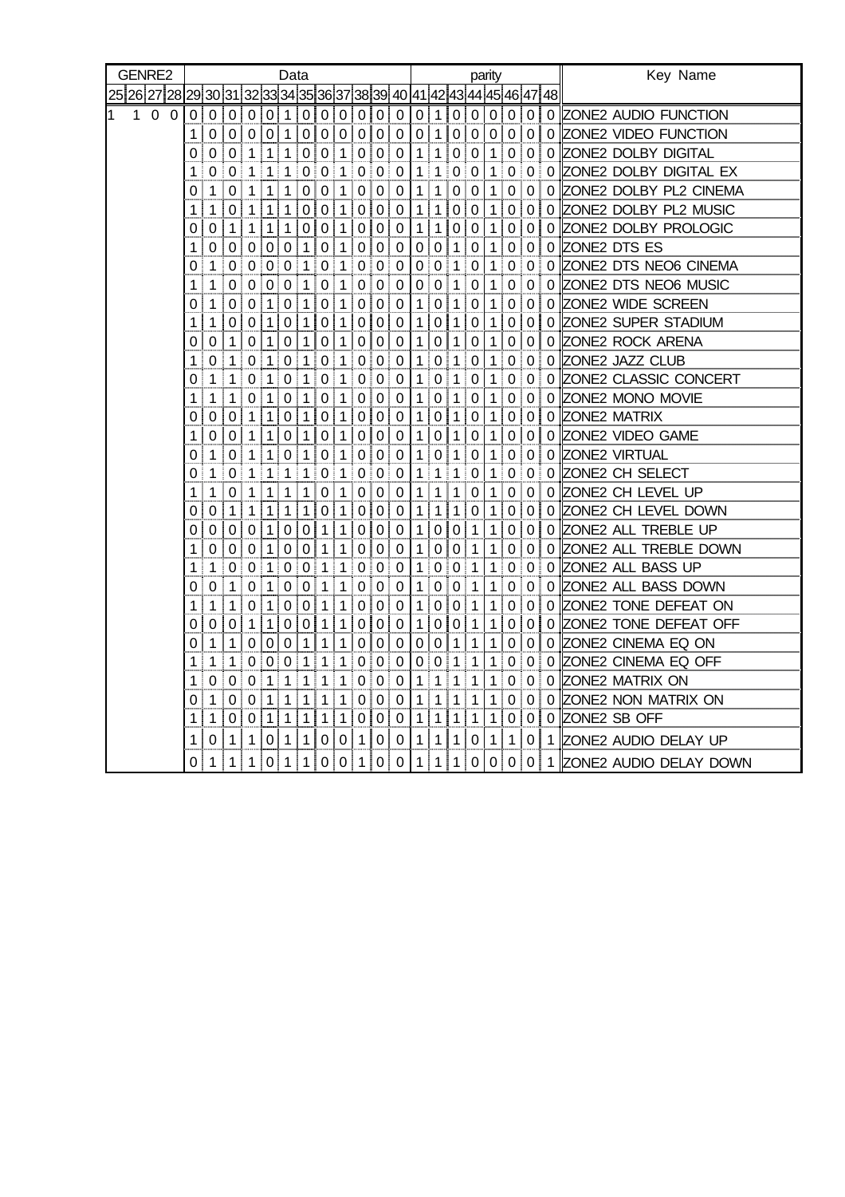| GENRE2 | | | | Data | | | | | | | | | | | | parity | | | | | | | | Key Name |
|---|---|---|---|---|---|---|---|---|---|---|---|---|---|---|---|---|---|---|---|---|---|---|---|---|
| 25 | 26 | 27 | 28 | 29 | 30 | 31 | 32 | 33 | 34 | 35 | 36 | 37 | 38 | 39 | 40 | 41 | 42 | 43 | 44 | 45 | 46 | 47 | 48 | |
| 1 | 1 | 0 | 0 | 0 | 0 | 0 | 0 | 0 | 1 | 0 | 0 | 0 | 0 | 0 | 0 | 0 | 1 | 0 | 0 | 0 | 0 | 0 | 0 | ZONE2 AUDIO FUNCTION |
| | | | | 1 | 0 | 0 | 0 | 0 | 1 | 0 | 0 | 0 | 0 | 0 | 0 | 0 | 1 | 0 | 0 | 0 | 0 | 0 | 0 | ZONE2 VIDEO FUNCTION |
| | | | | 0 | 0 | 0 | 1 | 1 | 1 | 0 | 0 | 1 | 0 | 0 | 0 | 1 | 1 | 0 | 0 | 1 | 0 | 0 | 0 | ZONE2 DOLBY DIGITAL |
| | | | | 1 | 0 | 0 | 1 | 1 | 1 | 0 | 0 | 1 | 0 | 0 | 0 | 1 | 1 | 0 | 0 | 1 | 0 | 0 | 0 | ZONE2 DOLBY DIGITAL EX |
| | | | | 0 | 1 | 0 | 1 | 1 | 1 | 0 | 0 | 1 | 0 | 0 | 0 | 1 | 1 | 0 | 0 | 1 | 0 | 0 | 0 | ZONE2 DOLBY PL2 CINEMA |
| | | | | 1 | 1 | 0 | 1 | 1 | 1 | 0 | 0 | 1 | 0 | 0 | 0 | 1 | 1 | 0 | 0 | 1 | 0 | 0 | 0 | ZONE2 DOLBY PL2 MUSIC |
| | | | | 0 | 0 | 1 | 1 | 1 | 1 | 0 | 0 | 1 | 0 | 0 | 0 | 1 | 1 | 0 | 0 | 1 | 0 | 0 | 0 | ZONE2 DOLBY PROLOGIC |
| | | | | 1 | 0 | 0 | 0 | 0 | 0 | 1 | 0 | 1 | 0 | 0 | 0 | 0 | 0 | 1 | 0 | 1 | 0 | 0 | 0 | ZONE2 DTS ES |
| | | | | 0 | 1 | 0 | 0 | 0 | 0 | 1 | 0 | 1 | 0 | 0 | 0 | 0 | 0 | 1 | 0 | 1 | 0 | 0 | 0 | ZONE2 DTS NEO6 CINEMA |
| | | | | 1 | 1 | 0 | 0 | 0 | 0 | 1 | 0 | 1 | 0 | 0 | 0 | 0 | 0 | 1 | 0 | 1 | 0 | 0 | 0 | ZONE2 DTS NEO6 MUSIC |
| | | | | 0 | 1 | 0 | 0 | 1 | 0 | 1 | 0 | 1 | 0 | 0 | 0 | 1 | 0 | 1 | 0 | 1 | 0 | 0 | 0 | ZONE2 WIDE SCREEN |
| | | | | 1 | 1 | 0 | 0 | 1 | 0 | 1 | 0 | 1 | 0 | 0 | 0 | 1 | 0 | 1 | 0 | 1 | 0 | 0 | 0 | ZONE2 SUPER STADIUM |
| | | | | 0 | 0 | 1 | 0 | 1 | 0 | 1 | 0 | 1 | 0 | 0 | 0 | 1 | 0 | 1 | 0 | 1 | 0 | 0 | 0 | ZONE2 ROCK ARENA |
| | | | | 1 | 0 | 1 | 0 | 1 | 0 | 1 | 0 | 1 | 0 | 0 | 0 | 1 | 0 | 1 | 0 | 1 | 0 | 0 | 0 | ZONE2 JAZZ CLUB |
| | | | | 0 | 1 | 1 | 0 | 1 | 0 | 1 | 0 | 1 | 0 | 0 | 0 | 1 | 0 | 1 | 0 | 1 | 0 | 0 | 0 | ZONE2 CLASSIC CONCERT |
| | | | | 1 | 1 | 1 | 0 | 1 | 0 | 1 | 0 | 1 | 0 | 0 | 0 | 1 | 0 | 1 | 0 | 1 | 0 | 0 | 0 | ZONE2 MONO MOVIE |
| | | | | 0 | 0 | 0 | 1 | 1 | 0 | 1 | 0 | 1 | 0 | 0 | 0 | 1 | 0 | 1 | 0 | 1 | 0 | 0 | 0 | ZONE2 MATRIX |
| | | | | 1 | 0 | 0 | 1 | 1 | 0 | 1 | 0 | 1 | 0 | 0 | 0 | 1 | 0 | 1 | 0 | 1 | 0 | 0 | 0 | ZONE2 VIDEO GAME |
| | | | | 0 | 1 | 0 | 1 | 1 | 0 | 1 | 0 | 1 | 0 | 0 | 0 | 1 | 0 | 1 | 0 | 1 | 0 | 0 | 0 | ZONE2 VIRTUAL |
| | | | | 0 | 1 | 0 | 1 | 1 | 1 | 1 | 0 | 1 | 0 | 0 | 0 | 1 | 1 | 1 | 0 | 1 | 0 | 0 | 0 | ZONE2 CH SELECT |
| | | | | 1 | 1 | 0 | 1 | 1 | 1 | 1 | 0 | 1 | 0 | 0 | 0 | 1 | 1 | 1 | 0 | 1 | 0 | 0 | 0 | ZONE2 CH LEVEL UP |
| | | | | 0 | 0 | 1 | 1 | 1 | 1 | 1 | 0 | 1 | 0 | 0 | 0 | 1 | 1 | 1 | 0 | 1 | 0 | 0 | 0 | ZONE2 CH LEVEL DOWN |
| | | | | 0 | 0 | 0 | 0 | 1 | 0 | 0 | 1 | 1 | 0 | 0 | 0 | 1 | 0 | 0 | 1 | 1 | 0 | 0 | 0 | ZONE2 ALL TREBLE UP |
| | | | | 1 | 0 | 0 | 0 | 1 | 0 | 0 | 1 | 1 | 0 | 0 | 0 | 1 | 0 | 0 | 1 | 1 | 0 | 0 | 0 | ZONE2 ALL TREBLE DOWN |
| | | | | 1 | 1 | 0 | 0 | 1 | 0 | 0 | 1 | 1 | 0 | 0 | 0 | 1 | 0 | 0 | 1 | 1 | 0 | 0 | 0 | ZONE2 ALL BASS UP |
| | | | | 0 | 0 | 1 | 0 | 1 | 0 | 0 | 1 | 1 | 0 | 0 | 0 | 1 | 0 | 0 | 1 | 1 | 0 | 0 | 0 | ZONE2 ALL BASS DOWN |
| | | | | 1 | 1 | 1 | 0 | 1 | 0 | 0 | 1 | 1 | 0 | 0 | 0 | 1 | 0 | 0 | 1 | 1 | 0 | 0 | 0 | ZONE2 TONE DEFEAT ON |
| | | | | 0 | 0 | 0 | 1 | 1 | 0 | 0 | 1 | 1 | 0 | 0 | 0 | 1 | 0 | 0 | 1 | 1 | 0 | 0 | 0 | ZONE2 TONE DEFEAT OFF |
| | | | | 0 | 1 | 1 | 0 | 0 | 0 | 1 | 1 | 1 | 0 | 0 | 0 | 0 | 0 | 1 | 1 | 1 | 0 | 0 | 0 | ZONE2 CINEMA EQ ON |
| | | | | 1 | 1 | 1 | 0 | 0 | 0 | 1 | 1 | 1 | 0 | 0 | 0 | 0 | 0 | 1 | 1 | 1 | 0 | 0 | 0 | ZONE2 CINEMA EQ OFF |
| | | | | 1 | 0 | 0 | 0 | 1 | 1 | 1 | 1 | 1 | 0 | 0 | 0 | 1 | 1 | 1 | 1 | 1 | 0 | 0 | 0 | ZONE2 MATRIX ON |
| | | | | 0 | 1 | 0 | 0 | 1 | 1 | 1 | 1 | 1 | 0 | 0 | 0 | 1 | 1 | 1 | 1 | 1 | 0 | 0 | 0 | ZONE2 NON MATRIX ON |
| | | | | 1 | 1 | 0 | 0 | 1 | 1 | 1 | 1 | 1 | 0 | 0 | 0 | 1 | 1 | 1 | 1 | 1 | 0 | 0 | 0 | ZONE2 SB OFF |
| | | | | 1 | 0 | 1 | 1 | 0 | 1 | 1 | 0 | 0 | 1 | 0 | 0 | 1 | 1 | 1 | 0 | 1 | 1 | 0 | 1 | ZONE2 AUDIO DELAY UP |
| | | | | 0 | 1 | 1 | 1 | 0 | 1 | 1 | 0 | 0 | 1 | 0 | 0 | 1 | 1 | 1 | 0 | 0 | 0 | 0 | 1 | ZONE2 AUDIO DELAY DOWN |